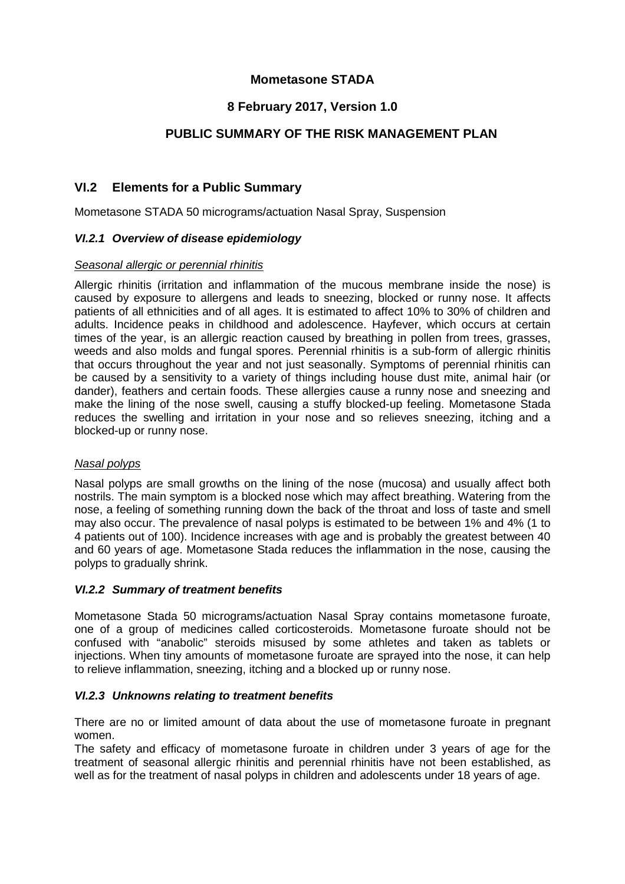# Mometasone STADA

**8 February 2017, Version 1.0**

**PUBLIC SUMMARY OF THE RISK MANAGEMENT PLAN**

## VI.2 Elements for a Public Summary

Mometasone STADA 50 micrograms/actuation Nasal Spray, Suspension

### *VI.2.1 Overview of disease epidemiology*

Seasonal allergic or perennial rhinitis

Allergic rhinitis (irritation and inflammation of the mucous membrane inside the nose) is caused by exposure to allergens and leads to sneezing, blocked or runny nose. It affects patients of all ethnicities and of all ages. It is estimated to affect 10% to 30% of children and adults. Incidence peaks in childhood and adolescence. Hayfever, which occurs at certain times of the year, is an allergic reaction caused by breathing in pollen from trees, grasses, weeds and also molds and fungal spores. Perennial rhinitis is a sub-form of allergic rhinitis that occurs throughout the year and not just seasonally. Symptoms of perennial rhinitis can be caused by a sensitivity to a variety of things including house dust mite, animal hair (or dander), feathers and certain foods. These allergies cause a runny nose and sneezing and make the lining of the nose swell, causing a stuffy blocked-up feeling. Mometasone Stada reduces the swelling and irritation in your nose and so relieves sneezing, itching and a blocked-up or runny nose.

Nasal polyps

Nasal polyps are small growths on the lining of the nose (mucosa) and usually affect both nostrils. The main symptom is a blocked nose which may affect breathing. Watering from the nose, a feeling of something running down the back of the throat and loss of taste and smell may also occur. The prevalence of nasal polyps is estimated to be between 1% and 4% (1 to 4 patients out of 100). Incidence increases with age and is probably the greatest between 40 and 60 years of age. Mometasone Stada reduces the inflammation in the nose, causing the polyps to gradually shrink.

### *VI.2.2 Summary of treatment benefits*

Mometasone Stada 50 micrograms/actuation Nasal Spray contains mometasone furoate, one of a group of medicines called corticosteroids. Mometasone furoate should not be confused with "anabolic" steroids misused by some athletes and taken as tablets or injections. When tiny amounts of mometasone furoate are sprayed into the nose, it can help to relieve inflammation, sneezing, itching and a blocked up or runny nose.

### *VI.2.3 Unknowns relating to treatment benefits*

There are no or limited amount of data about the use of mometasone furoate in pregnant women.

The safety and efficacy of mometasone furoate in children under 3 years of age for the treatment of seasonal allergic rhinitis and perennial rhinitis have not been established, as well as for the treatment of nasal polyps in children and adolescents under 18 years of age.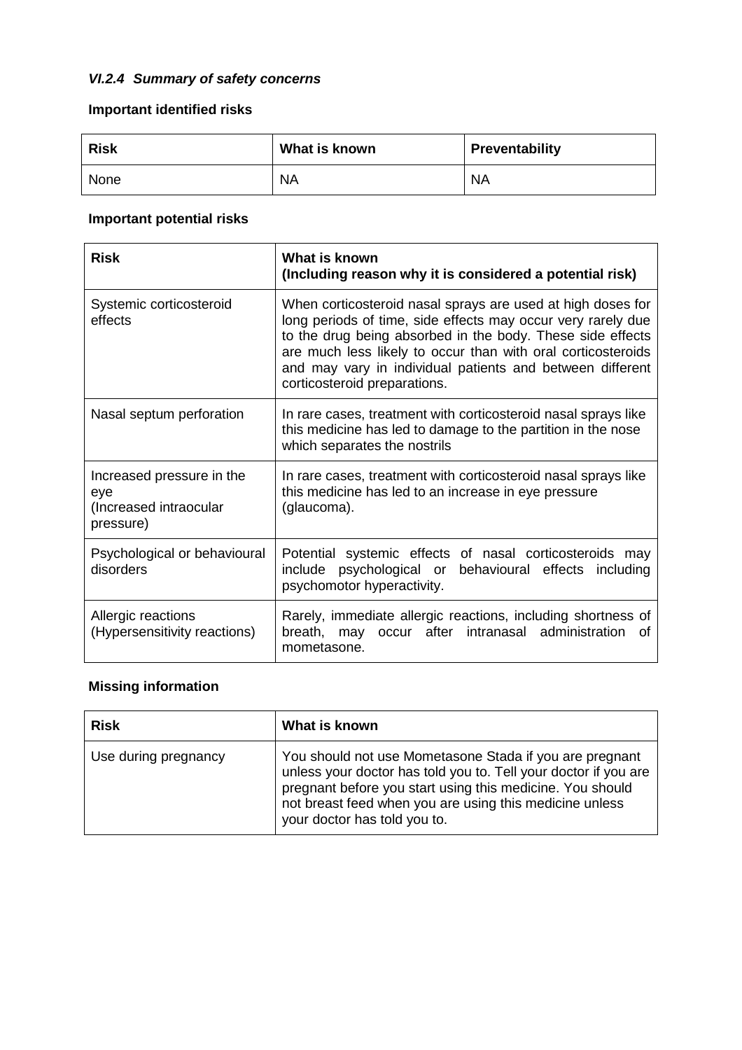### *VI.2.4 Summary of safety concerns*

**Important identified risks**

| Risk | What is known | Preventability |
|---|---|---|
| None | NA | NA |

**Important potential risks**

| Risk | What is known<br>(Including reason why it is considered a potential risk) |
|---|---|
| Systemic corticosteroid effects | When corticosteroid nasal sprays are used at high doses for long periods of time, side effects may occur very rarely due to the drug being absorbed in the body. These side effects are much less likely to occur than with oral corticosteroids and may vary in individual patients and between different corticosteroid preparations. |
| Nasal septum perforation | In rare cases, treatment with corticosteroid nasal sprays like this medicine has led to damage to the partition in the nose which separates the nostrils |
| Increased pressure in the eye<br>(Increased intraocular pressure) | In rare cases, treatment with corticosteroid nasal sprays like this medicine has led to an increase in eye pressure (glaucoma). |
| Psychological or behavioural disorders | Potential systemic effects of nasal corticosteroids may include psychological or behavioural effects including psychomotor hyperactivity. |
| Allergic reactions<br>(Hypersensitivity reactions) | Rarely, immediate allergic reactions, including shortness of breath, may occur after intranasal administration of mometasone. |

**Missing information**

| Risk | What is known |
|---|---|
| Use during pregnancy | You should not use Mometasone Stada if you are pregnant unless your doctor has told you to. Tell your doctor if you are pregnant before you start using this medicine. You should not breast feed when you are using this medicine unless your doctor has told you to. |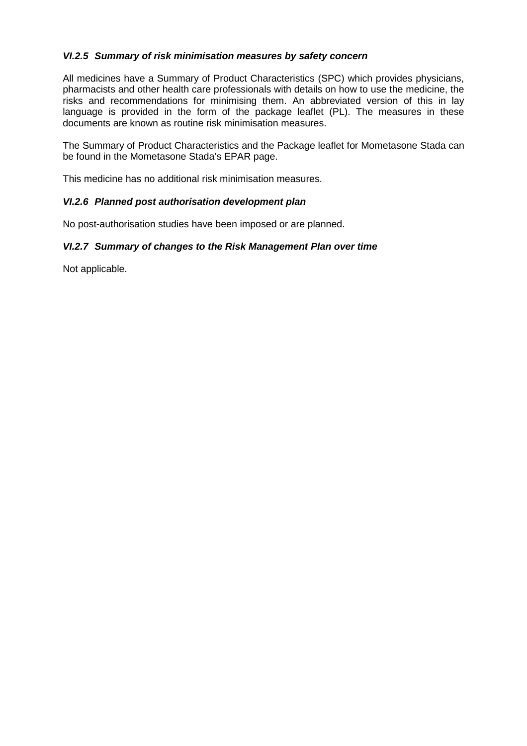### *VI.2.5 Summary of risk minimisation measures by safety concern*

All medicines have a Summary of Product Characteristics (SPC) which provides physicians, pharmacists and other health care professionals with details on how to use the medicine, the risks and recommendations for minimising them. An abbreviated version of this in lay language is provided in the form of the package leaflet (PL). The measures in these documents are known as routine risk minimisation measures.

The Summary of Product Characteristics and the Package leaflet for Mometasone Stada can be found in the Mometasone Stada's EPAR page.

This medicine has no additional risk minimisation measures.

### *VI.2.6 Planned post authorisation development plan*

No post-authorisation studies have been imposed or are planned.

### *VI.2.7 Summary of changes to the Risk Management Plan over time*

Not applicable.